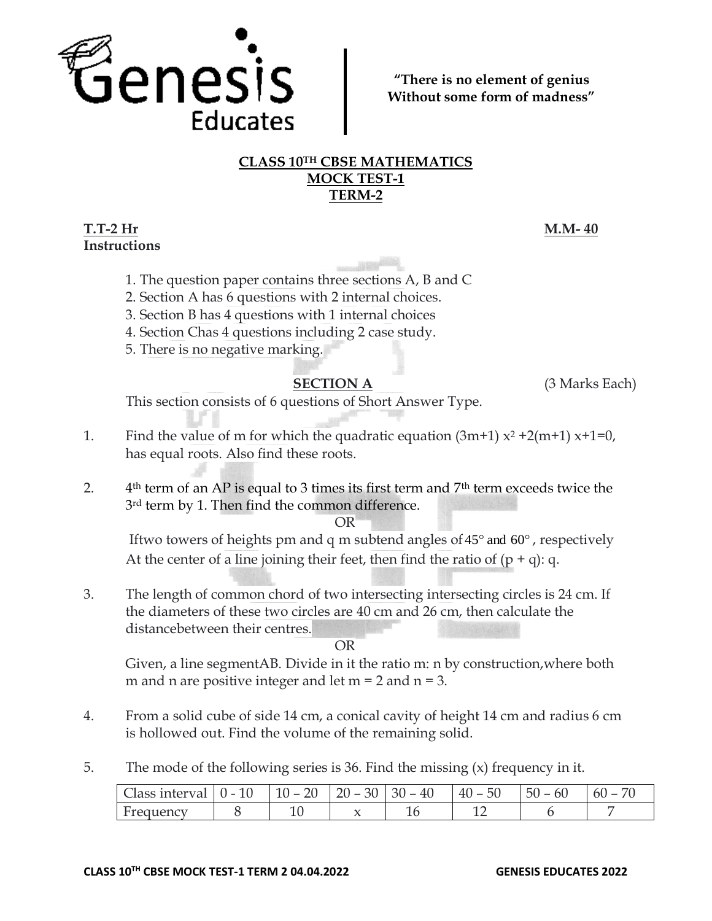Genesis Educates

**"There is no element of genius Without some form of madness"**

## CLASS 10TH CBSE MATHEMATICS
## MOCK TEST-1
## TERM-2

**T.T-2 Hr** **M.M- 40**

**Instructions**

1. The question paper contains three sections A, B and C
2. Section A has 6 questions with 2 internal choices.
3. Section B has 4 questions with 1 internal choices
4. Section Chas 4 questions including 2 case study.
5. There is no negative marking.

### SECTION A (3 Marks Each)

This section consists of 6 questions of Short Answer Type.

1. Find the value of m for which the quadratic equation $(3m+1)x^2 + 2(m+1)x + 1 = 0$, has equal roots. Also find these roots.

2. $4^{th}$ term of an AP is equal to 3 times its first term and $7^{th}$ term exceeds twice the $3^{rd}$ term by 1. Then find the common difference.

   OR

   Iftwo towers of heights pm and q m subtend angles of $45°$ and $60°$, respectively At the center of a line joining their feet, then find the ratio of $(p + q) : q$.

3. The length of common chord of two intersecting intersecting circles is 24 cm. If the diameters of these two circles are 40 cm and 26 cm, then calculate the distancebetween their centres.

   OR

   Given, a line segmentAB. Divide in it the ratio m: n by construction,where both m and n are positive integer and let m = 2 and n = 3.

4. From a solid cube of side 14 cm, a conical cavity of height 14 cm and radius 6 cm is hollowed out. Find the volume of the remaining solid.

5. The mode of the following series is 36. Find the missing (x) frequency in it.

| Class interval | 0 - 10 | 10 – 20 | 20 – 30 | 30 – 40 | 40 – 50 | 50 – 60 | 60 – 70 |
|---|---|---|---|---|---|---|---|
| Frequency | 8 | 10 | x | 16 | 12 | 6 | 7 |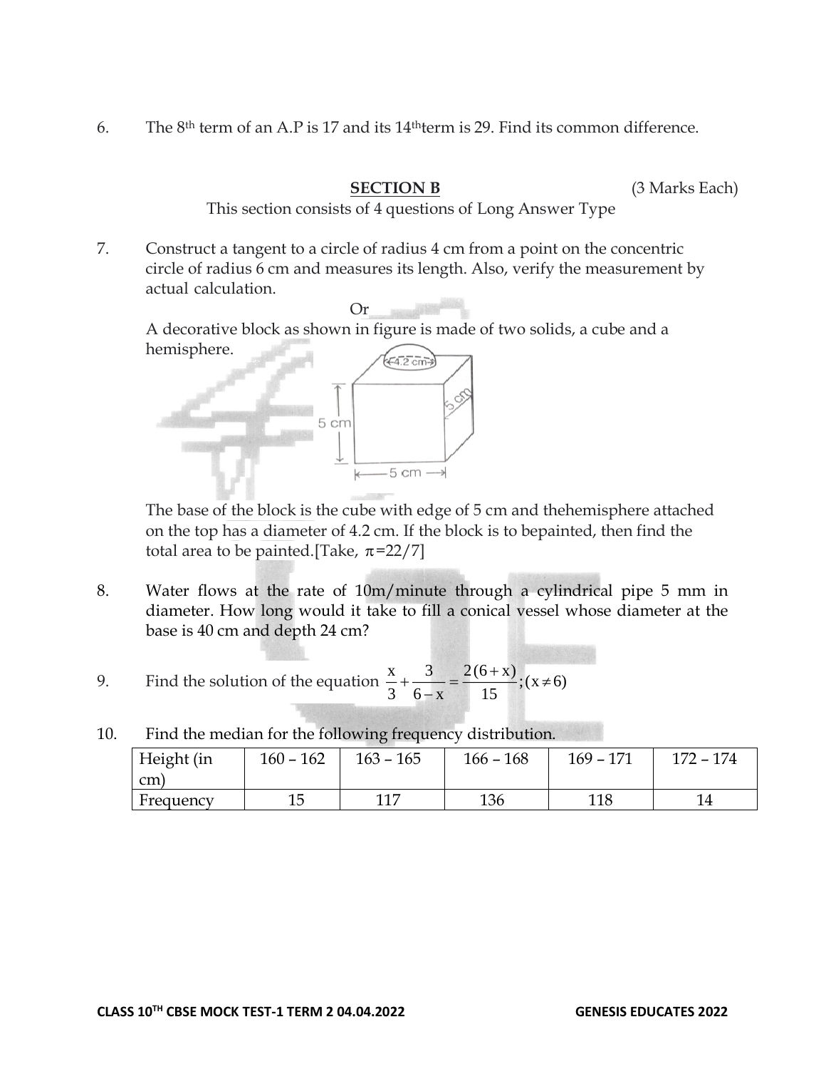6. The 8th term of an A.P is 17 and its 14th term is 29. Find its common difference.

## SECTION B (3 Marks Each)

This section consists of 4 questions of Long Answer Type

7. Construct a tangent to a circle of radius 4 cm from a point on the concentric circle of radius 6 cm and measures its length. Also, verify the measurement by actual calculation.

Or

A decorative block as shown in figure is made of two solids, a cube and a hemisphere.

The base of the block is the cube with edge of 5 cm and thehemisphere attached on the top has a diameter of 4.2 cm. If the block is to bepainted, then find the total area to be painted.[Take, $\pi$=22/7]

8. Water flows at the rate of 10m/minute through a cylindrical pipe 5 mm in diameter. How long would it take to fill a conical vessel whose diameter at the base is 40 cm and depth 24 cm?

9. Find the solution of the equation $\frac{x}{3}+\frac{3}{6-x}=\frac{2(6+x)}{15};(x\neq 6)$

10. Find the median for the following frequency distribution.

| Height (in cm) | 160 – 162 | 163 – 165 | 166 – 168 | 169 – 171 | 172 – 174 |
|---|---|---|---|---|---|
| Frequency | 15 | 117 | 136 | 118 | 14 |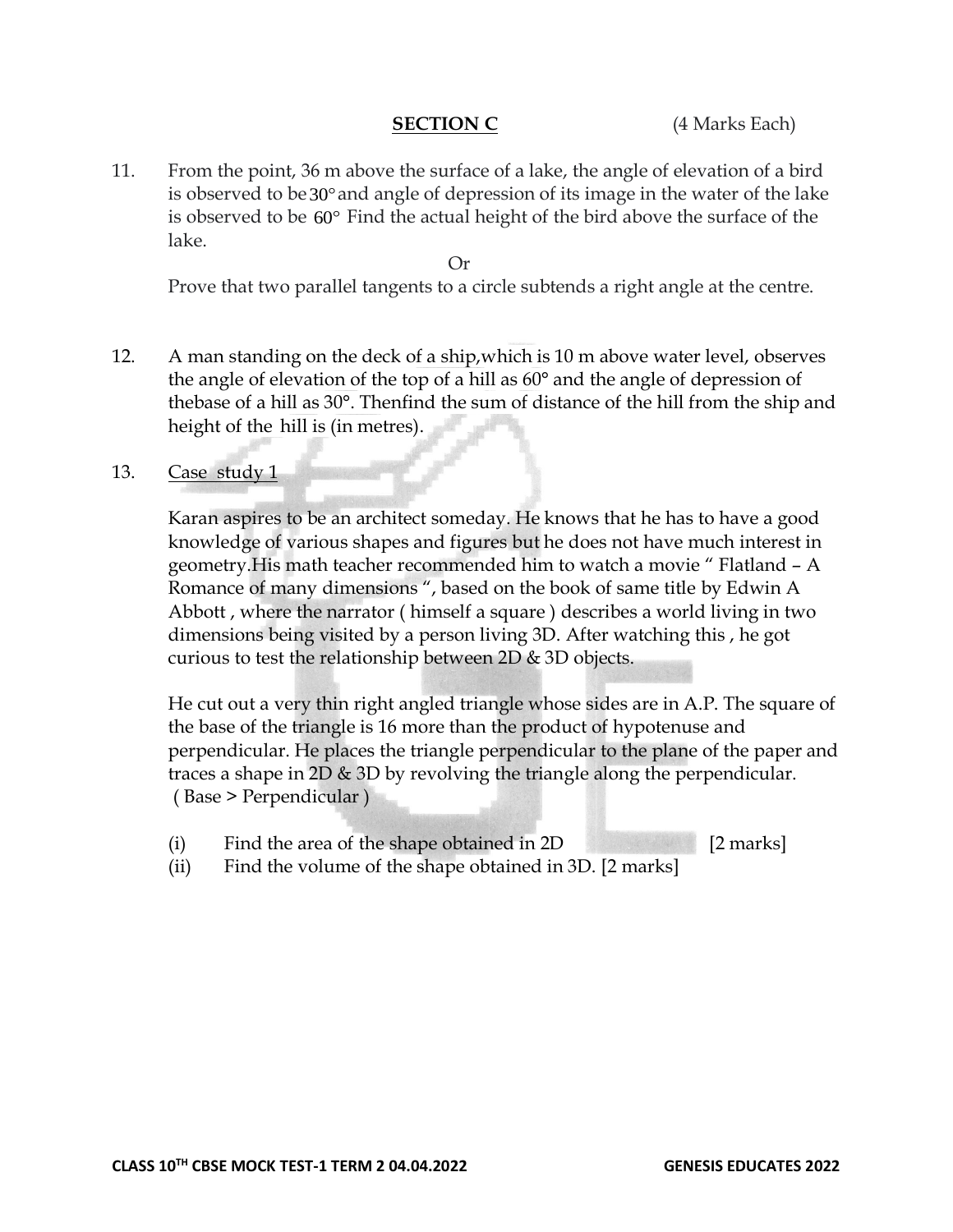## SECTION C (4 Marks Each)

11. From the point, 36 m above the surface of a lake, the angle of elevation of a bird is observed to be $30°$ and angle of depression of its image in the water of the lake is observed to be $60°$ Find the actual height of the bird above the surface of the lake.

Or

Prove that two parallel tangents to a circle subtends a right angle at the centre.

12. A man standing on the deck of a ship,which is 10 m above water level, observes the angle of elevation of the top of a hill as 60° and the angle of depression of thebase of a hill as 30°. Thenfind the sum of distance of the hill from the ship and height of the hill is (in metres).

13. Case study 1

Karan aspires to be an architect someday. He knows that he has to have a good knowledge of various shapes and figures but he does not have much interest in geometry.His math teacher recommended him to watch a movie " Flatland – A Romance of many dimensions ", based on the book of same title by Edwin A Abbott , where the narrator ( himself a square ) describes a world living in two dimensions being visited by a person living 3D. After watching this , he got curious to test the relationship between 2D & 3D objects.

He cut out a very thin right angled triangle whose sides are in A.P. The square of the base of the triangle is 16 more than the product of hypotenuse and perpendicular. He places the triangle perpendicular to the plane of the paper and traces a shape in 2D & 3D by revolving the triangle along the perpendicular. ( Base > Perpendicular )

(i) Find the area of the shape obtained in 2D [2 marks]

(ii) Find the volume of the shape obtained in 3D. [2 marks]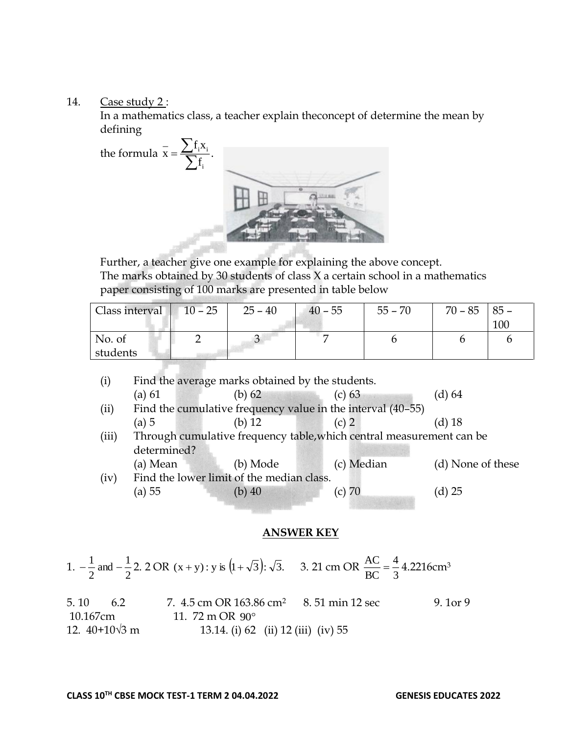14. Case study 2 :

In a mathematics class, a teacher explain theconcept of determine the mean by defining

the formula $\bar{x} = \frac{\sum f_i x_i}{\sum f_i}$.

Further, a teacher give one example for explaining the above concept.

The marks obtained by 30 students of class X a certain school in a mathematics paper consisting of 100 marks are presented in table below

| Class interval | 10 – 25 | 25 – 40 | 40 – 55 | 55 – 70 | 70 – 85 | 85 – 100 |
|---|---|---|---|---|---|---|
| No. of students | 2 | 3 | 7 | 6 | 6 | 6 |

(i) Find the average marks obtained by the students.
(a) 61 (b) 62 (c) 63 (d) 64

(ii) Find the cumulative frequency value in the interval (40–55)
(a) 5 (b) 12 (c) 2 (d) 18

(iii) Through cumulative frequency table,which central measurement can be determined?
(a) Mean (b) Mode (c) Median (d) None of these

(iv) Find the lower limit of the median class.
(a) 55 (b) 40 (c) 70 (d) 25

## ANSWER KEY

1. $-\frac{1}{2}$ and $-\frac{1}{2}$ 2. 2 OR $(x+y):y$ is $(1+\sqrt{3}):\sqrt{3}$. 3. 21 cm OR $\frac{AC}{BC}=\frac{4}{3}$ 4.2216cm$^3$

5. 10 6.2 7. 4.5 cm OR 163.86 cm$^2$ 8. 51 min 12 sec 9. 1or 9
10.167cm 11. 72 m OR 90°
12. $40+10\sqrt{3}$ m 13.14. (i) 62 (ii) 12 (iii) (iv) 55